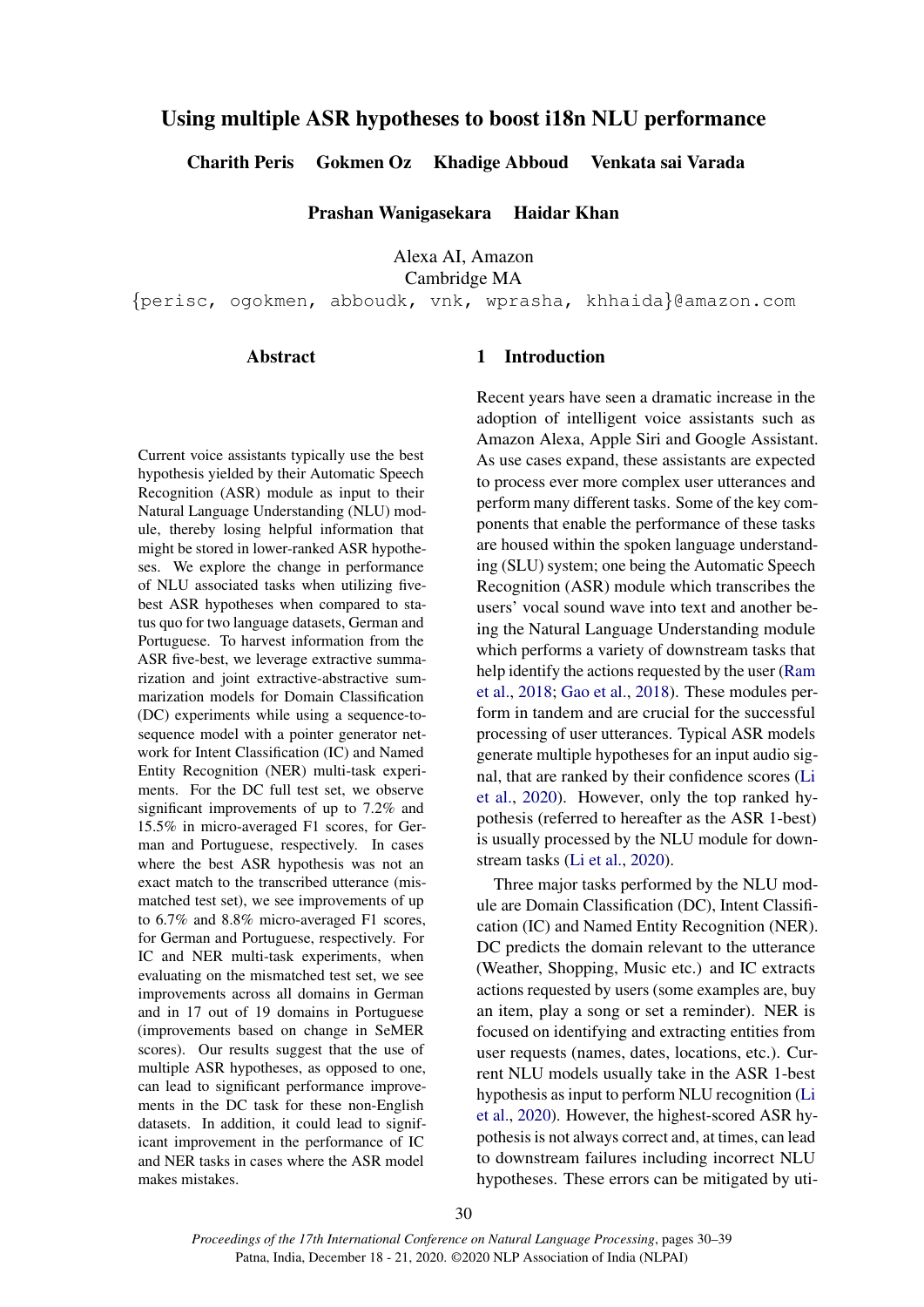# Using multiple ASR hypotheses to boost i18n NLU performance

**Charith Peris Gokmen Oz Khadige Abboud Venkata sai Varada**

**Prashan Wanigasekara Haidar Khan**

Alexa AI, Amazon
Cambridge MA

{perisc, ogokmen, abboudk, vnk, wprasha, khhaida}@amazon.com

## Abstract

Current voice assistants typically use the best hypothesis yielded by their Automatic Speech Recognition (ASR) module as input to their Natural Language Understanding (NLU) module, thereby losing helpful information that might be stored in lower-ranked ASR hypotheses. We explore the change in performance of NLU associated tasks when utilizing five-best ASR hypotheses when compared to status quo for two language datasets, German and Portuguese. To harvest information from the ASR five-best, we leverage extractive summarization and joint extractive-abstractive summarization models for Domain Classification (DC) experiments while using a sequence-to-sequence model with a pointer generator network for Intent Classification (IC) and Named Entity Recognition (NER) multi-task experiments. For the DC full test set, we observe significant improvements of up to 7.2% and 15.5% in micro-averaged F1 scores, for German and Portuguese, respectively. In cases where the best ASR hypothesis was not an exact match to the transcribed utterance (mismatched test set), we see improvements of up to 6.7% and 8.8% micro-averaged F1 scores, for German and Portuguese, respectively. For IC and NER multi-task experiments, when evaluating on the mismatched test set, we see improvements across all domains in German and in 17 out of 19 domains in Portuguese (improvements based on change in SeMER scores). Our results suggest that the use of multiple ASR hypotheses, as opposed to one, can lead to significant performance improvements in the DC task for these non-English datasets. In addition, it could lead to significant improvement in the performance of IC and NER tasks in cases where the ASR model makes mistakes.

## 1 Introduction

Recent years have seen a dramatic increase in the adoption of intelligent voice assistants such as Amazon Alexa, Apple Siri and Google Assistant. As use cases expand, these assistants are expected to process ever more complex user utterances and perform many different tasks. Some of the key components that enable the performance of these tasks are housed within the spoken language understanding (SLU) system; one being the Automatic Speech Recognition (ASR) module which transcribes the users' vocal sound wave into text and another being the Natural Language Understanding module which performs a variety of downstream tasks that help identify the actions requested by the user (Ram et al., 2018; Gao et al., 2018). These modules perform in tandem and are crucial for the successful processing of user utterances. Typical ASR models generate multiple hypotheses for an input audio signal, that are ranked by their confidence scores (Li et al., 2020). However, only the top ranked hypothesis (referred to hereafter as the ASR 1-best) is usually processed by the NLU module for downstream tasks (Li et al., 2020).

Three major tasks performed by the NLU module are Domain Classification (DC), Intent Classification (IC) and Named Entity Recognition (NER). DC predicts the domain relevant to the utterance (Weather, Shopping, Music etc.) and IC extracts actions requested by users (some examples are, buy an item, play a song or set a reminder). NER is focused on identifying and extracting entities from user requests (names, dates, locations, etc.). Current NLU models usually take in the ASR 1-best hypothesis as input to perform NLU recognition (Li et al., 2020). However, the highest-scored ASR hypothesis is not always correct and, at times, can lead to downstream failures including incorrect NLU hypotheses. These errors can be mitigated by uti-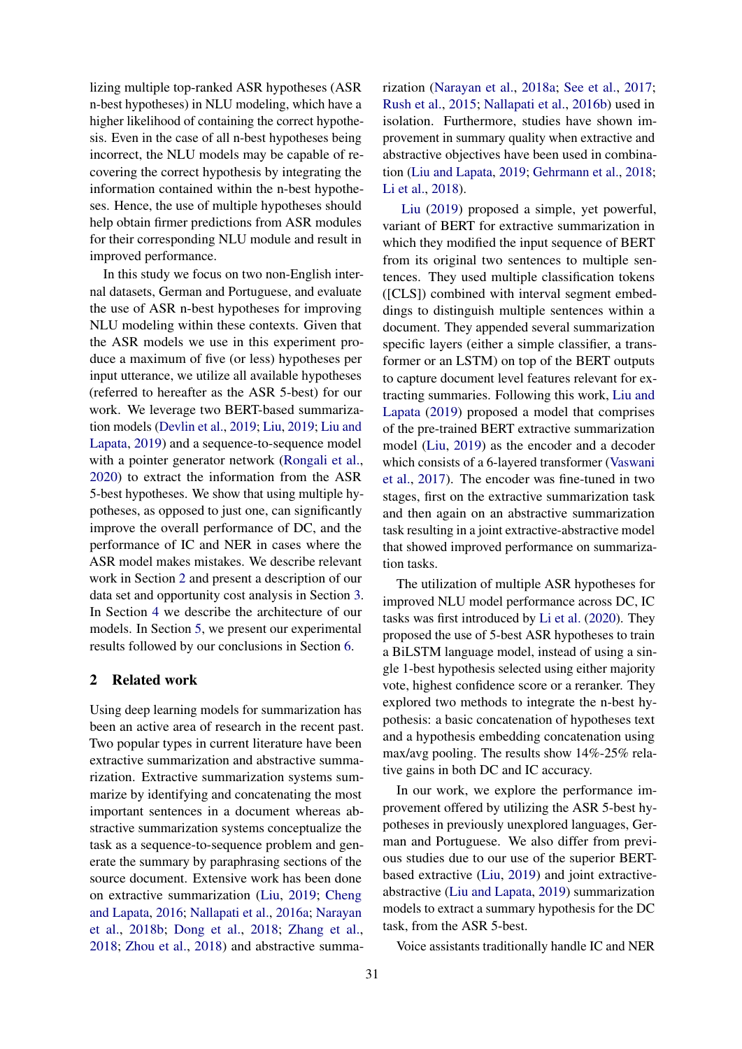lizing multiple top-ranked ASR hypotheses (ASR n-best hypotheses) in NLU modeling, which have a higher likelihood of containing the correct hypothesis. Even in the case of all n-best hypotheses being incorrect, the NLU models may be capable of recovering the correct hypothesis by integrating the information contained within the n-best hypotheses. Hence, the use of multiple hypotheses should help obtain firmer predictions from ASR modules for their corresponding NLU module and result in improved performance.

In this study we focus on two non-English internal datasets, German and Portuguese, and evaluate the use of ASR n-best hypotheses for improving NLU modeling within these contexts. Given that the ASR models we use in this experiment produce a maximum of five (or less) hypotheses per input utterance, we utilize all available hypotheses (referred to hereafter as the ASR 5-best) for our work. We leverage two BERT-based summarization models (Devlin et al., 2019; Liu, 2019; Liu and Lapata, 2019) and a sequence-to-sequence model with a pointer generator network (Rongali et al., 2020) to extract the information from the ASR 5-best hypotheses. We show that using multiple hypotheses, as opposed to just one, can significantly improve the overall performance of DC, and the performance of IC and NER in cases where the ASR model makes mistakes. We describe relevant work in Section 2 and present a description of our data set and opportunity cost analysis in Section 3. In Section 4 we describe the architecture of our models. In Section 5, we present our experimental results followed by our conclusions in Section 6.

## 2 Related work

Using deep learning models for summarization has been an active area of research in the recent past. Two popular types in current literature have been extractive summarization and abstractive summarization. Extractive summarization systems summarize by identifying and concatenating the most important sentences in a document whereas abstractive summarization systems conceptualize the task as a sequence-to-sequence problem and generate the summary by paraphrasing sections of the source document. Extensive work has been done on extractive summarization (Liu, 2019; Cheng and Lapata, 2016; Nallapati et al., 2016a; Narayan et al., 2018b; Dong et al., 2018; Zhang et al., 2018; Zhou et al., 2018) and abstractive summarization (Narayan et al., 2018a; See et al., 2017; Rush et al., 2015; Nallapati et al., 2016b) used in isolation. Furthermore, studies have shown improvement in summary quality when extractive and abstractive objectives have been used in combination (Liu and Lapata, 2019; Gehrmann et al., 2018; Li et al., 2018).

Liu (2019) proposed a simple, yet powerful, variant of BERT for extractive summarization in which they modified the input sequence of BERT from its original two sentences to multiple sentences. They used multiple classification tokens ([CLS]) combined with interval segment embeddings to distinguish multiple sentences within a document. They appended several summarization specific layers (either a simple classifier, a transformer or an LSTM) on top of the BERT outputs to capture document level features relevant for extracting summaries. Following this work, Liu and Lapata (2019) proposed a model that comprises of the pre-trained BERT extractive summarization model (Liu, 2019) as the encoder and a decoder which consists of a 6-layered transformer (Vaswani et al., 2017). The encoder was fine-tuned in two stages, first on the extractive summarization task and then again on the abstractive summarization task resulting in a joint extractive-abstractive model that showed improved performance on summarization tasks.

The utilization of multiple ASR hypotheses for improved NLU model performance across DC, IC tasks was first introduced by Li et al. (2020). They proposed the use of 5-best ASR hypotheses to train a BiLSTM language model, instead of using a single 1-best hypothesis selected using either majority vote, highest confidence score or a reranker. They explored two methods to integrate the n-best hypothesis: a basic concatenation of hypotheses text and a hypothesis embedding concatenation using max/avg pooling. The results show 14%-25% relative gains in both DC and IC accuracy.

In our work, we explore the performance improvement offered by utilizing the ASR 5-best hypotheses in previously unexplored languages, German and Portuguese. We also differ from previous studies due to our use of the superior BERT-based extractive (Liu, 2019) and joint extractive-abstractive (Liu and Lapata, 2019) summarization models to extract a summary hypothesis for the DC task, from the ASR 5-best.

Voice assistants traditionally handle IC and NER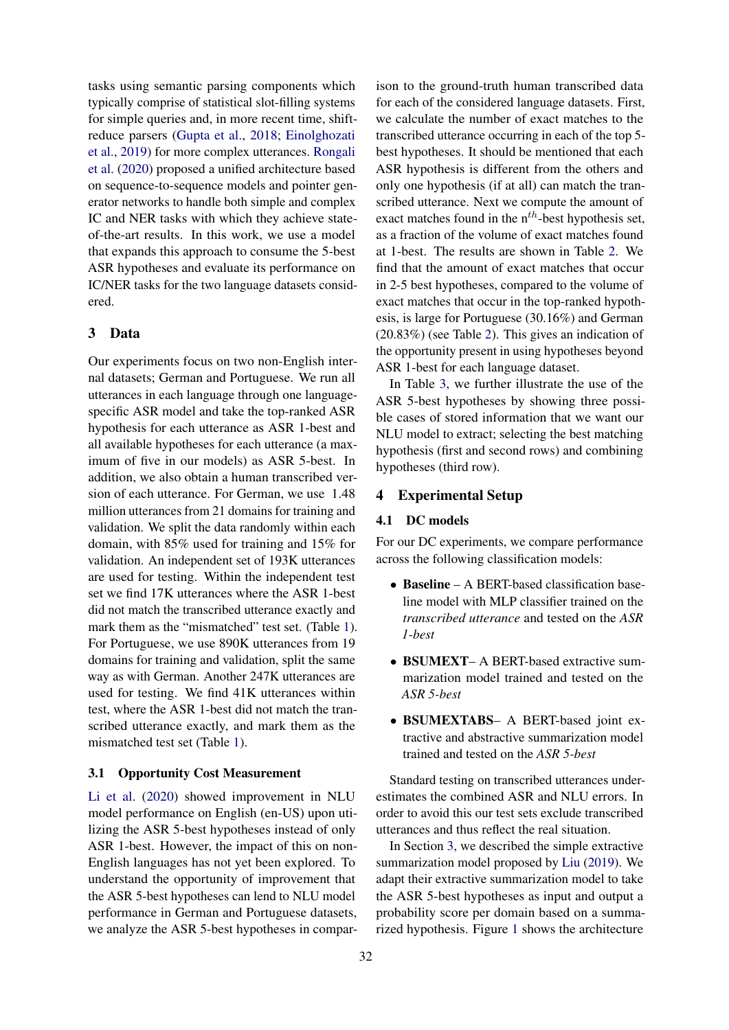tasks using semantic parsing components which typically comprise of statistical slot-filling systems for simple queries and, in more recent time, shift-reduce parsers (Gupta et al., 2018; Einolghozati et al., 2019) for more complex utterances. Rongali et al. (2020) proposed a unified architecture based on sequence-to-sequence models and pointer generator networks to handle both simple and complex IC and NER tasks with which they achieve state-of-the-art results. In this work, we use a model that expands this approach to consume the 5-best ASR hypotheses and evaluate its performance on IC/NER tasks for the two language datasets considered.

## 3 Data

Our experiments focus on two non-English internal datasets; German and Portuguese. We run all utterances in each language through one language-specific ASR model and take the top-ranked ASR hypothesis for each utterance as ASR 1-best and all available hypotheses for each utterance (a maximum of five in our models) as ASR 5-best. In addition, we also obtain a human transcribed version of each utterance. For German, we use 1.48 million utterances from 21 domains for training and validation. We split the data randomly within each domain, with 85% used for training and 15% for validation. An independent set of 193K utterances are used for testing. Within the independent test set we find 17K utterances where the ASR 1-best did not match the transcribed utterance exactly and mark them as the "mismatched" test set. (Table 1). For Portuguese, we use 890K utterances from 19 domains for training and validation, split the same way as with German. Another 247K utterances are used for testing. We find 41K utterances within test, where the ASR 1-best did not match the transcribed utterance exactly, and mark them as the mismatched test set (Table 1).

### 3.1 Opportunity Cost Measurement

Li et al. (2020) showed improvement in NLU model performance on English (en-US) upon utilizing the ASR 5-best hypotheses instead of only ASR 1-best. However, the impact of this on non-English languages has not yet been explored. To understand the opportunity of improvement that the ASR 5-best hypotheses can lend to NLU model performance in German and Portuguese datasets, we analyze the ASR 5-best hypotheses in comparison to the ground-truth human transcribed data for each of the considered language datasets. First, we calculate the number of exact matches to the transcribed utterance occurring in each of the top 5-best hypotheses. It should be mentioned that each ASR hypothesis is different from the others and only one hypothesis (if at all) can match the transcribed utterance. Next we compute the amount of exact matches found in the n$^{th}$-best hypothesis set, as a fraction of the volume of exact matches found at 1-best. The results are shown in Table 2. We find that the amount of exact matches that occur in 2-5 best hypotheses, compared to the volume of exact matches that occur in the top-ranked hypothesis, is large for Portuguese (30.16%) and German (20.83%) (see Table 2). This gives an indication of the opportunity present in using hypotheses beyond ASR 1-best for each language dataset.

In Table 3, we further illustrate the use of the ASR 5-best hypotheses by showing three possible cases of stored information that we want our NLU model to extract; selecting the best matching hypothesis (first and second rows) and combining hypotheses (third row).

## 4 Experimental Setup

### 4.1 DC models

For our DC experiments, we compare performance across the following classification models:

- **Baseline** – A BERT-based classification baseline model with MLP classifier trained on the *transcribed utterance* and tested on the *ASR 1-best*
- **BSUMEXT**– A BERT-based extractive summarization model trained and tested on the *ASR 5-best*
- **BSUMEXTABS**– A BERT-based joint extractive and abstractive summarization model trained and tested on the *ASR 5-best*

Standard testing on transcribed utterances underestimates the combined ASR and NLU errors. In order to avoid this our test sets exclude transcribed utterances and thus reflect the real situation.

In Section 3, we described the simple extractive summarization model proposed by Liu (2019). We adapt their extractive summarization model to take the ASR 5-best hypotheses as input and output a probability score per domain based on a summarized hypothesis. Figure 1 shows the architecture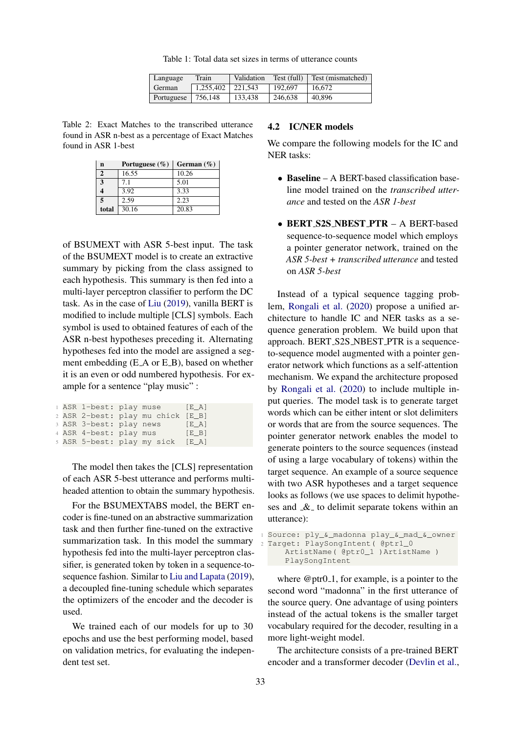Table 1: Total data set sizes in terms of utterance counts

| Language | Train | Validation | Test (full) | Test (mismatched) |
|---|---|---|---|---|
| German | 1,255,402 | 221,543 | 192,697 | 16,672 |
| Portuguese | 756,148 | 133,438 | 246,638 | 40,896 |

Table 2: Exact Matches to the transcribed utterance found in ASR n-best as a percentage of Exact Matches found in ASR 1-best

| n | Portuguese (%) | German (%) |
|---|---|---|
| **2** | 16.55 | 10.26 |
| **3** | 7.1 | 5.01 |
| **4** | 3.92 | 3.33 |
| **5** | 2.59 | 2.23 |
| **total** | 30.16 | 20.83 |

of BSUMEXT with ASR 5-best input. The task of the BSUMEXT model is to create an extractive summary by picking from the class assigned to each hypothesis. This summary is then fed into a multi-layer perceptron classifier to perform the DC task. As in the case of Liu (2019), vanilla BERT is modified to include multiple [CLS] symbols. Each symbol is used to obtained features of each of the ASR n-best hypotheses preceding it. Alternating hypotheses fed into the model are assigned a segment embedding (E_A or E_B), based on whether it is an even or odd numbered hypothesis. For example for a sentence "play music" :

```
ASR 1-best: play muse      [E_A]
ASR 2-best: play mu chick  [E_B]
ASR 3-best: play news      [E_A]
ASR 4-best: play mus       [E_B]
ASR 5-best: play my sick   [E_A]
```

The model then takes the [CLS] representation of each ASR 5-best utterance and performs multi-headed attention to obtain the summary hypothesis.

For the BSUMEXTABS model, the BERT encoder is fine-tuned on an abstractive summarization task and then further fine-tuned on the extractive summarization task. In this model the summary hypothesis fed into the multi-layer perceptron classifier, is generated token by token in a sequence-to-sequence fashion. Similar to Liu and Lapata (2019), a decoupled fine-tuning schedule which separates the optimizers of the encoder and the decoder is used.

We trained each of our models for up to 30 epochs and use the best performing model, based on validation metrics, for evaluating the independent test set.

### 4.2 IC/NER models

We compare the following models for the IC and NER tasks:

- **Baseline** – A BERT-based classification baseline model trained on the *transcribed utterance* and tested on the *ASR 1-best*
- **BERT_S2S_NBEST_PTR** – A BERT-based sequence-to-sequence model which employs a pointer generator network, trained on the *ASR 5-best + transcribed utterance* and tested on *ASR 5-best*

Instead of a typical sequence tagging problem, Rongali et al. (2020) propose a unified architecture to handle IC and NER tasks as a sequence generation problem. We build upon that approach. BERT_S2S_NBEST_PTR is a sequence-to-sequence model augmented with a pointer generator network which functions as a self-attention mechanism. We expand the architecture proposed by Rongali et al. (2020) to include multiple input queries. The model task is to generate target words which can be either intent or slot delimiters or words that are from the source sequences. The pointer generator network enables the model to generate pointers to the source sequences (instead of using a large vocabulary of tokens) within the target sequence. An example of a source sequence with two ASR hypotheses and a target sequence looks as follows (we use spaces to delimit hypotheses and _&_ to delimit separate tokens within an utterance):

```
Source: ply_&_madonna play_&_mad_&_owner
Target: PlaySongIntent( @ptr1_0
    ArtistName( @ptr0_1 )ArtistName )
    PlaySongIntent
```

where @ptr0_1, for example, is a pointer to the second word "madonna" in the first utterance of the source query. One advantage of using pointers instead of the actual tokens is the smaller target vocabulary required for the decoder, resulting in a more light-weight model.

The architecture consists of a pre-trained BERT encoder and a transformer decoder (Devlin et al.,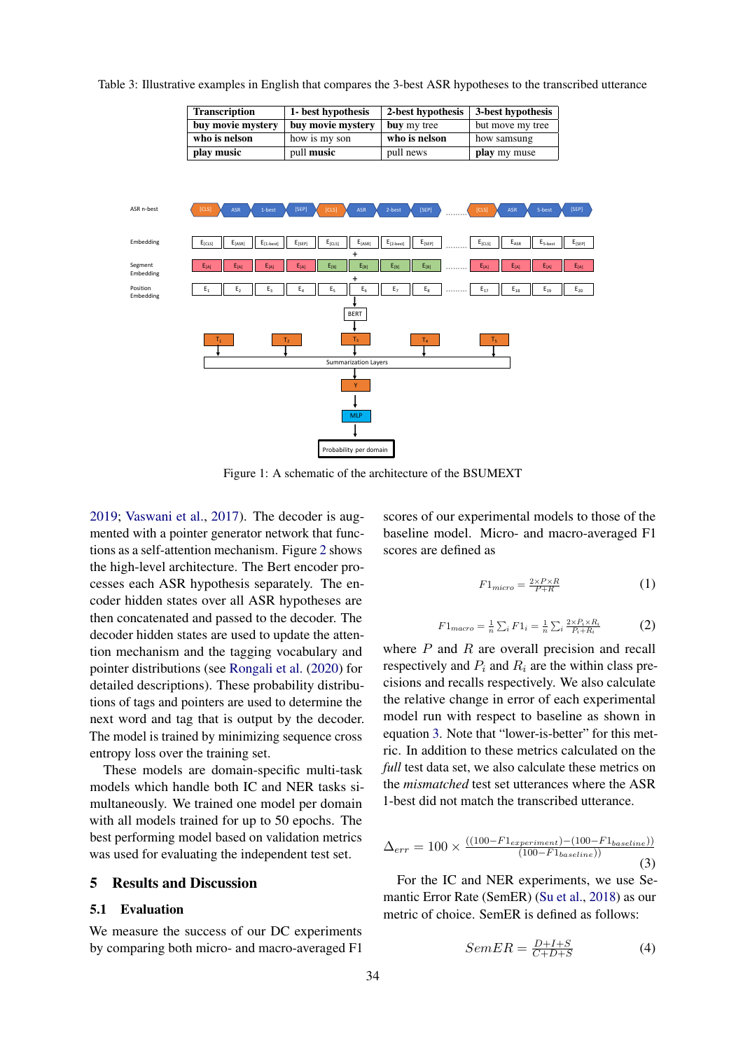Table 3: Illustrative examples in English that compares the 3-best ASR hypotheses to the transcribed utterance

| Transcription | 1- best hypothesis | 2-best hypothesis | 3-best hypothesis |
|---|---|---|---|
| **buy movie mystery** | **buy movie mystery** | **buy** my tree | but move my tree |
| **who is nelson** | how is my son | **who is nelson** | how samsung |
| **play music** | pull **music** | pull news | **play** my muse |

Figure 1: A schematic of the architecture of the BSUMEXT

2019; Vaswani et al., 2017). The decoder is augmented with a pointer generator network that functions as a self-attention mechanism. Figure 2 shows the high-level architecture. The Bert encoder processes each ASR hypothesis separately. The encoder hidden states over all ASR hypotheses are then concatenated and passed to the decoder. The decoder hidden states are used to update the attention mechanism and the tagging vocabulary and pointer distributions (see Rongali et al. (2020) for detailed descriptions). These probability distributions of tags and pointers are used to determine the next word and tag that is output by the decoder. The model is trained by minimizing sequence cross entropy loss over the training set.

These models are domain-specific multi-task models which handle both IC and NER tasks simultaneously. We trained one model per domain with all models trained for up to 50 epochs. The best performing model based on validation metrics was used for evaluating the independent test set.

## 5 Results and Discussion

### 5.1 Evaluation

We measure the success of our DC experiments by comparing both micro- and macro-averaged F1 scores of our experimental models to those of the baseline model. Micro- and macro-averaged F1 scores are defined as

$$F1_{micro} = \frac{2 \times P \times R}{P + R} \tag{1}$$

$$F1_{macro} = \frac{1}{n} \sum_i F1_i = \frac{1}{n} \sum_i \frac{2 \times P_i \times R_i}{P_i + R_i} \tag{2}$$

where $P$ and $R$ are overall precision and recall respectively and $P_i$ and $R_i$ are the within class precisions and recalls respectively. We also calculate the relative change in error of each experimental model run with respect to baseline as shown in equation 3. Note that "lower-is-better" for this metric. In addition to these metrics calculated on the *full* test data set, we also calculate these metrics on the *mismatched* test set utterances where the ASR 1-best did not match the transcribed utterance.

$$\Delta_{err} = 100 \times \frac{((100 - F1_{experiment}) - (100 - F1_{baseline}))}{(100 - F1_{baseline}))} \tag{3}$$

For the IC and NER experiments, we use Semantic Error Rate (SemER) (Su et al., 2018) as our metric of choice. SemER is defined as follows:

$$SemER = \frac{D + I + S}{C + D + S} \tag{4}$$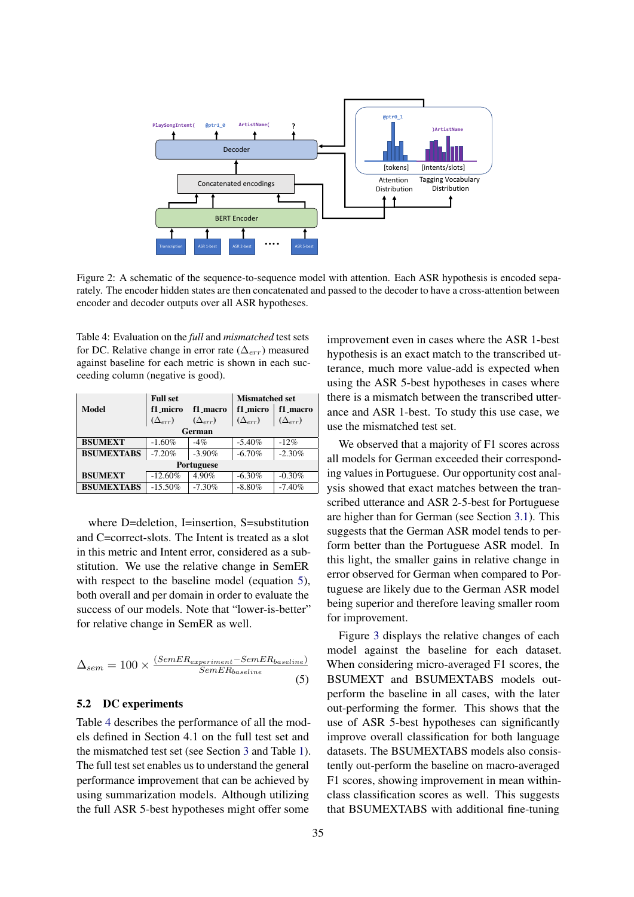Figure 2: A schematic of the sequence-to-sequence model with attention. Each ASR hypothesis is encoded separately. The encoder hidden states are then concatenated and passed to the decoder to have a cross-attention between encoder and decoder outputs over all ASR hypotheses.

Table 4: Evaluation on the *full* and *mismatched* test sets for DC. Relative change in error rate ($\Delta_{err}$) measured against baseline for each metric is shown in each succeeding column (negative is good).

| Model | Full set f1_micro ($\Delta_{err}$) | Full set f1_macro ($\Delta_{err}$) | Mismatched set f1_micro ($\Delta_{err}$) | Mismatched set f1_macro ($\Delta_{err}$) |
|---|---|---|---|---|
| **German** | | | | |
| **BSUMEXT** | -1.60% | -4% | -5.40% | -12% |
| **BSUMEXTABS** | -7.20% | -3.90% | -6.70% | -2.30% |
| **Portuguese** | | | | |
| **BSUMEXT** | -12.60% | 4.90% | -6.30% | -0.30% |
| **BSUMEXTABS** | -15.50% | -7.30% | -8.80% | -7.40% |

where D=deletion, I=insertion, S=substitution and C=correct-slots. The Intent is treated as a slot in this metric and Intent error, considered as a substitution. We use the relative change in SemER with respect to the baseline model (equation 5), both overall and per domain in order to evaluate the success of our models. Note that "lower-is-better" for relative change in SemER as well.

$$\Delta_{sem} = 100 \times \frac{(SemER_{experiment} - SemER_{baseline})}{SemER_{baseline}} \quad (5)$$

## 5.2 DC experiments

Table 4 describes the performance of all the models defined in Section 4.1 on the full test set and the mismatched test set (see Section 3 and Table 1). The full test set enables us to understand the general performance improvement that can be achieved by using summarization models. Although utilizing the full ASR 5-best hypotheses might offer some improvement even in cases where the ASR 1-best hypothesis is an exact match to the transcribed utterance, much more value-add is expected when using the ASR 5-best hypotheses in cases where there is a mismatch between the transcribed utterance and ASR 1-best. To study this use case, we use the mismatched test set.

We observed that a majority of F1 scores across all models for German exceeded their corresponding values in Portuguese. Our opportunity cost analysis showed that exact matches between the transcribed utterance and ASR 2-5-best for Portuguese are higher than for German (see Section 3.1). This suggests that the German ASR model tends to perform better than the Portuguese ASR model. In this light, the smaller gains in relative change in error observed for German when compared to Portuguese are likely due to the German ASR model being superior and therefore leaving smaller room for improvement.

Figure 3 displays the relative changes of each model against the baseline for each dataset. When considering micro-averaged F1 scores, the BSUMEXT and BSUMEXTABS models outperform the baseline in all cases, with the later out-performing the former. This shows that the use of ASR 5-best hypotheses can significantly improve overall classification for both language datasets. The BSUMEXTABS models also consistently out-perform the baseline on macro-averaged F1 scores, showing improvement in mean within-class classification scores as well. This suggests that BSUMEXTABS with additional fine-tuning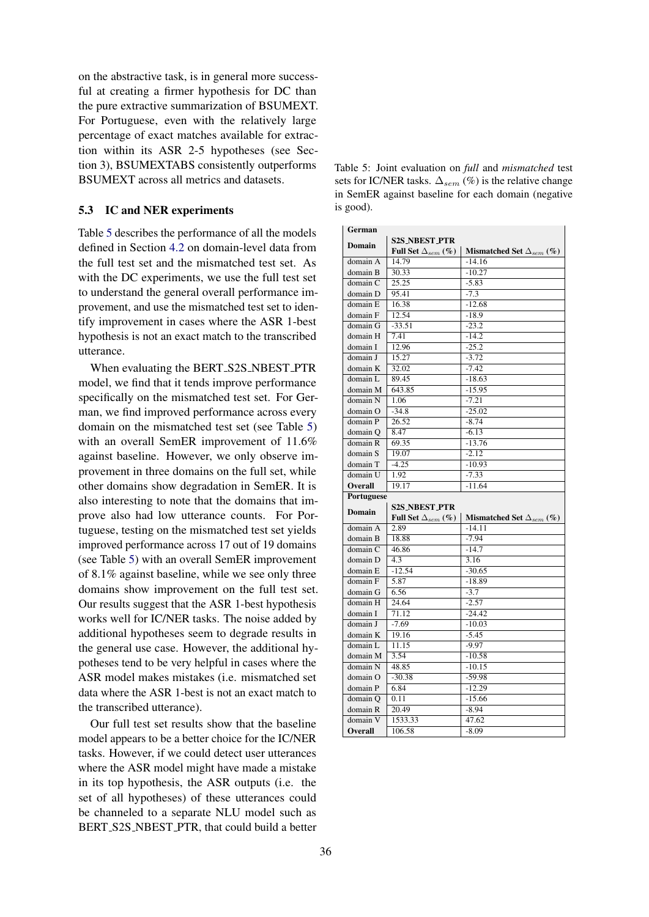on the abstractive task, is in general more successful at creating a firmer hypothesis for DC than the pure extractive summarization of BSUMEXT. For Portuguese, even with the relatively large percentage of exact matches available for extraction within its ASR 2-5 hypotheses (see Section 3), BSUMEXTABS consistently outperforms BSUMEXT across all metrics and datasets.

### 5.3 IC and NER experiments

Table 5 describes the performance of all the models defined in Section 4.2 on domain-level data from the full test set and the mismatched test set. As with the DC experiments, we use the full test set to understand the general overall performance improvement, and use the mismatched test set to identify improvement in cases where the ASR 1-best hypothesis is not an exact match to the transcribed utterance.

When evaluating the BERT_S2S_NBEST_PTR model, we find that it tends improve performance specifically on the mismatched test set. For German, we find improved performance across every domain on the mismatched test set (see Table 5) with an overall SemER improvement of 11.6% against baseline. However, we only observe improvement in three domains on the full set, while other domains show degradation in SemER. It is also interesting to note that the domains that improve also had low utterance counts. For Portuguese, testing on the mismatched test set yields improved performance across 17 out of 19 domains (see Table 5) with an overall SemER improvement of 8.1% against baseline, while we see only three domains show improvement on the full test set. Our results suggest that the ASR 1-best hypothesis works well for IC/NER tasks. The noise added by additional hypotheses seem to degrade results in the general use case. However, the additional hypotheses tend to be very helpful in cases where the ASR model makes mistakes (i.e. mismatched set data where the ASR 1-best is not an exact match to the transcribed utterance).

Our full test set results show that the baseline model appears to be a better choice for the IC/NER tasks. However, if we could detect user utterances where the ASR model might have made a mistake in its top hypothesis, the ASR outputs (i.e. the set of all hypotheses) of these utterances could be channeled to a separate NLU model such as BERT_S2S_NBEST_PTR, that could build a better

Table 5: Joint evaluation on *full* and *mismatched* test sets for IC/NER tasks. $\Delta_{sem}$ (%) is the relative change in SemER against baseline for each domain (negative is good).

| **German** | | |
|---|---|---|
| **Domain** | **S2S_NBEST_PTR** | |
| | **Full Set $\Delta_{sem}$ (%)** | **Mismatched Set $\Delta_{sem}$ (%)** |
| domain A | 14.79 | -14.16 |
| domain B | 30.33 | -10.27 |
| domain C | 25.25 | -5.83 |
| domain D | 95.41 | -7.3 |
| domain E | 16.38 | -12.68 |
| domain F | 12.54 | -18.9 |
| domain G | -33.51 | -23.2 |
| domain H | 7.41 | -14.2 |
| domain I | 12.96 | -25.2 |
| domain J | 15.27 | -3.72 |
| domain K | 32.02 | -7.42 |
| domain L | 89.45 | -18.63 |
| domain M | 643.85 | -15.95 |
| domain N | 1.06 | -7.21 |
| domain O | -34.8 | -25.02 |
| domain P | 26.52 | -8.74 |
| domain Q | 8.47 | -6.13 |
| domain R | 69.35 | -13.76 |
| domain S | 19.07 | -2.12 |
| domain T | -4.25 | -10.93 |
| domain U | 1.92 | -7.33 |
| **Overall** | 19.17 | -11.64 |
| **Portuguese** | | |
| **Domain** | **S2S_NBEST_PTR** | |
| | **Full Set $\Delta_{sem}$ (%)** | **Mismatched Set $\Delta_{sem}$ (%)** |
| domain A | 2.89 | -14.11 |
| domain B | 18.88 | -7.94 |
| domain C | 46.86 | -14.7 |
| domain D | 4.3 | 3.16 |
| domain E | -12.54 | -30.65 |
| domain F | 5.87 | -18.89 |
| domain G | 6.56 | -3.7 |
| domain H | 24.64 | -2.57 |
| domain I | 71.12 | -24.42 |
| domain J | -7.69 | -10.03 |
| domain K | 19.16 | -5.45 |
| domain L | 11.15 | -9.97 |
| domain M | 3.54 | -10.58 |
| domain N | 48.85 | -10.15 |
| domain O | -30.38 | -59.98 |
| domain P | 6.84 | -12.29 |
| domain Q | 0.11 | -15.66 |
| domain R | 20.49 | -8.94 |
| domain V | 1533.33 | 47.62 |
| **Overall** | 106.58 | -8.09 |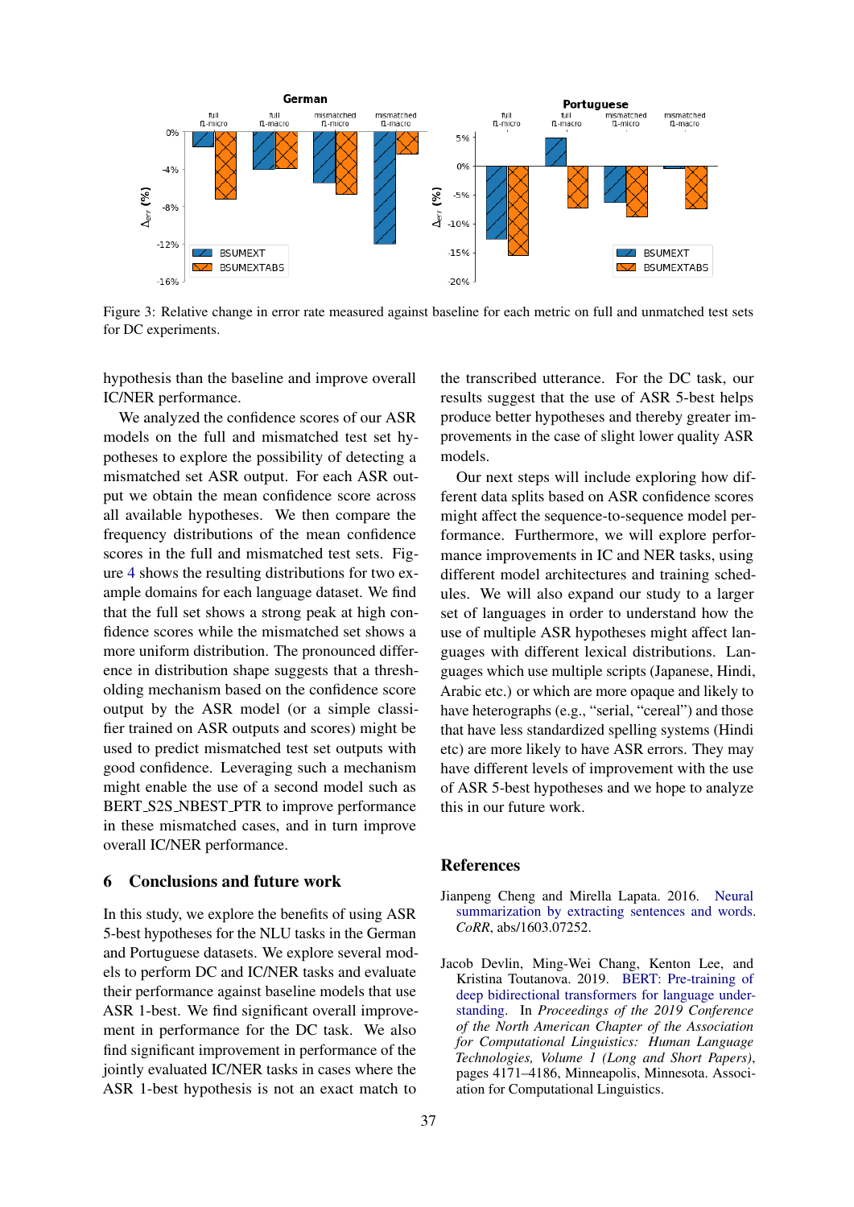Figure 3: Relative change in error rate measured against baseline for each metric on full and unmatched test sets for DC experiments.

hypothesis than the baseline and improve overall IC/NER performance.

We analyzed the confidence scores of our ASR models on the full and mismatched test set hypotheses to explore the possibility of detecting a mismatched set ASR output. For each ASR output we obtain the mean confidence score across all available hypotheses. We then compare the frequency distributions of the mean confidence scores in the full and mismatched test sets. Figure 4 shows the resulting distributions for two example domains for each language dataset. We find that the full set shows a strong peak at high confidence scores while the mismatched set shows a more uniform distribution. The pronounced difference in distribution shape suggests that a thresholding mechanism based on the confidence score output by the ASR model (or a simple classifier trained on ASR outputs and scores) might be used to predict mismatched test set outputs with good confidence. Leveraging such a mechanism might enable the use of a second model such as BERT_S2S_NBEST_PTR to improve performance in these mismatched cases, and in turn improve overall IC/NER performance.

## 6 Conclusions and future work

In this study, we explore the benefits of using ASR 5-best hypotheses for the NLU tasks in the German and Portuguese datasets. We explore several models to perform DC and IC/NER tasks and evaluate their performance against baseline models that use ASR 1-best. We find significant overall improvement in performance for the DC task. We also find significant improvement in performance of the jointly evaluated IC/NER tasks in cases where the ASR 1-best hypothesis is not an exact match to the transcribed utterance. For the DC task, our results suggest that the use of ASR 5-best helps produce better hypotheses and thereby greater improvements in the case of slight lower quality ASR models.

Our next steps will include exploring how different data splits based on ASR confidence scores might affect the sequence-to-sequence model performance. Furthermore, we will explore performance improvements in IC and NER tasks, using different model architectures and training schedules. We will also expand our study to a larger set of languages in order to understand how the use of multiple ASR hypotheses might affect languages with different lexical distributions. Languages which use multiple scripts (Japanese, Hindi, Arabic etc.) or which are more opaque and likely to have heterographs (e.g., "serial, "cereal") and those that have less standardized spelling systems (Hindi etc) are more likely to have ASR errors. They may have different levels of improvement with the use of ASR 5-best hypotheses and we hope to analyze this in our future work.

## References

Jianpeng Cheng and Mirella Lapata. 2016. Neural summarization by extracting sentences and words. *CoRR*, abs/1603.07252.

Jacob Devlin, Ming-Wei Chang, Kenton Lee, and Kristina Toutanova. 2019. BERT: Pre-training of deep bidirectional transformers for language understanding. In *Proceedings of the 2019 Conference of the North American Chapter of the Association for Computational Linguistics: Human Language Technologies, Volume 1 (Long and Short Papers)*, pages 4171–4186, Minneapolis, Minnesota. Association for Computational Linguistics.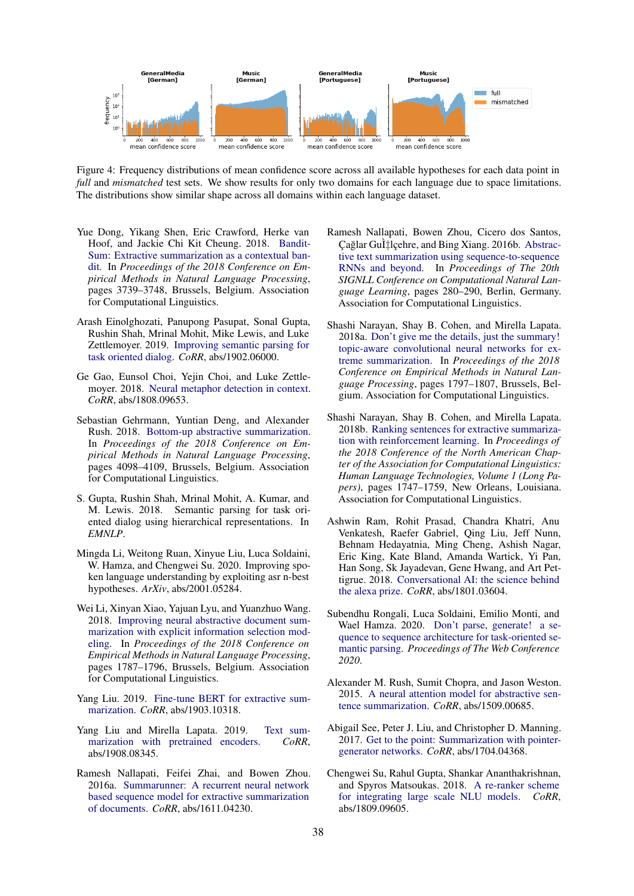Figure 4: Frequency distributions of mean confidence score across all available hypotheses for each data point in *full* and *mismatched* test sets. We show results for only two domains for each language due to space limitations. The distributions show similar shape across all domains within each language dataset.

Yue Dong, Yikang Shen, Eric Crawford, Herke van Hoof, and Jackie Chi Kit Cheung. 2018. Bandit-Sum: Extractive summarization as a contextual bandit. In *Proceedings of the 2018 Conference on Empirical Methods in Natural Language Processing*, pages 3739–3748, Brussels, Belgium. Association for Computational Linguistics.

Arash Einolghozati, Panupong Pasupat, Sonal Gupta, Rushin Shah, Mrinal Mohit, Mike Lewis, and Luke Zettlemoyer. 2019. Improving semantic parsing for task oriented dialog. *CoRR*, abs/1902.06000.

Ge Gao, Eunsol Choi, Yejin Choi, and Luke Zettlemoyer. 2018. Neural metaphor detection in context. *CoRR*, abs/1808.09653.

Sebastian Gehrmann, Yuntian Deng, and Alexander Rush. 2018. Bottom-up abstractive summarization. In *Proceedings of the 2018 Conference on Empirical Methods in Natural Language Processing*, pages 4098–4109, Brussels, Belgium. Association for Computational Linguistics.

S. Gupta, Rushin Shah, Mrinal Mohit, A. Kumar, and M. Lewis. 2018. Semantic parsing for task oriented dialog using hierarchical representations. In *EMNLP*.

Mingda Li, Weitong Ruan, Xinyue Liu, Luca Soldaini, W. Hamza, and Chengwei Su. 2020. Improving spoken language understanding by exploiting asr n-best hypotheses. *ArXiv*, abs/2001.05284.

Wei Li, Xinyan Xiao, Yajuan Lyu, and Yuanzhuo Wang. 2018. Improving neural abstractive document summarization with explicit information selection modeling. In *Proceedings of the 2018 Conference on Empirical Methods in Natural Language Processing*, pages 1787–1796, Brussels, Belgium. Association for Computational Linguistics.

Yang Liu. 2019. Fine-tune BERT for extractive summarization. *CoRR*, abs/1903.10318.

Yang Liu and Mirella Lapata. 2019. Text summarization with pretrained encoders. *CoRR*, abs/1908.08345.

Ramesh Nallapati, Feifei Zhai, and Bowen Zhou. 2016a. Summarunner: A recurrent neural network based sequence model for extractive summarization of documents. *CoRR*, abs/1611.04230.

Ramesh Nallapati, Bowen Zhou, Cicero dos Santos, Çağlar GuÌ‡lçehre, and Bing Xiang. 2016b. Abstractive text summarization using sequence-to-sequence RNNs and beyond. In *Proceedings of The 20th SIGNLL Conference on Computational Natural Language Learning*, pages 280–290, Berlin, Germany. Association for Computational Linguistics.

Shashi Narayan, Shay B. Cohen, and Mirella Lapata. 2018a. Don't give me the details, just the summary! topic-aware convolutional neural networks for extreme summarization. In *Proceedings of the 2018 Conference on Empirical Methods in Natural Language Processing*, pages 1797–1807, Brussels, Belgium. Association for Computational Linguistics.

Shashi Narayan, Shay B. Cohen, and Mirella Lapata. 2018b. Ranking sentences for extractive summarization with reinforcement learning. In *Proceedings of the 2018 Conference of the North American Chapter of the Association for Computational Linguistics: Human Language Technologies, Volume 1 (Long Papers)*, pages 1747–1759, New Orleans, Louisiana. Association for Computational Linguistics.

Ashwin Ram, Rohit Prasad, Chandra Khatri, Anu Venkatesh, Raefer Gabriel, Qing Liu, Jeff Nunn, Behnam Hedayatnia, Ming Cheng, Ashish Nagar, Eric King, Kate Bland, Amanda Wartick, Yi Pan, Han Song, Sk Jayadevan, Gene Hwang, and Art Pettigrue. 2018. Conversational AI: the science behind the alexa prize. *CoRR*, abs/1801.03604.

Subendhu Rongali, Luca Soldaini, Emilio Monti, and Wael Hamza. 2020. Don't parse, generate! a sequence to sequence architecture for task-oriented semantic parsing. *Proceedings of The Web Conference 2020*.

Alexander M. Rush, Sumit Chopra, and Jason Weston. 2015. A neural attention model for abstractive sentence summarization. *CoRR*, abs/1509.00685.

Abigail See, Peter J. Liu, and Christopher D. Manning. 2017. Get to the point: Summarization with pointer-generator networks. *CoRR*, abs/1704.04368.

Chengwei Su, Rahul Gupta, Shankar Ananthakrishnan, and Spyros Matsoukas. 2018. A re-ranker scheme for integrating large scale NLU models. *CoRR*, abs/1809.09605.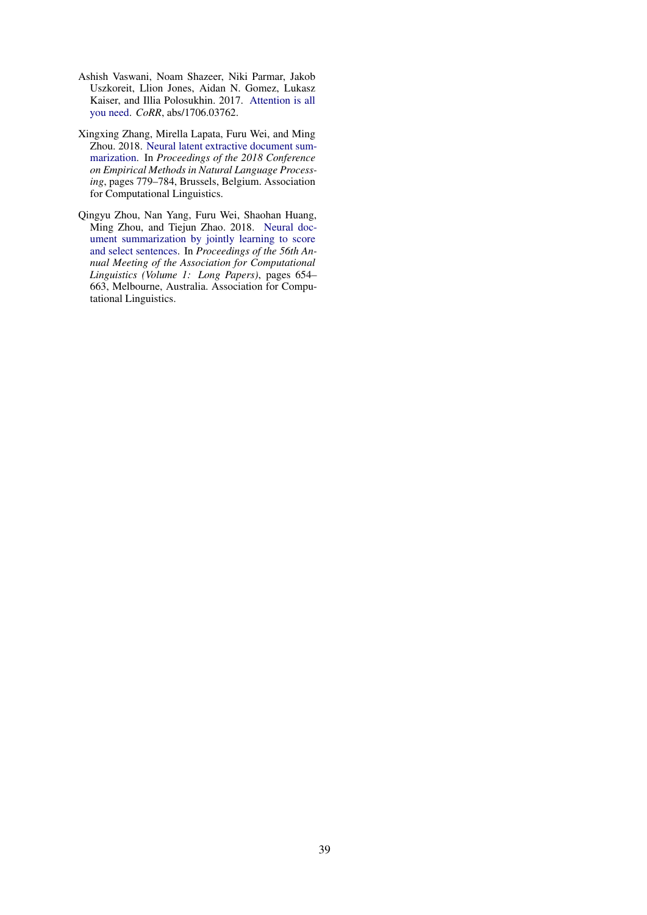Ashish Vaswani, Noam Shazeer, Niki Parmar, Jakob Uszkoreit, Llion Jones, Aidan N. Gomez, Lukasz Kaiser, and Illia Polosukhin. 2017. Attention is all you need. *CoRR*, abs/1706.03762.

Xingxing Zhang, Mirella Lapata, Furu Wei, and Ming Zhou. 2018. Neural latent extractive document summarization. In *Proceedings of the 2018 Conference on Empirical Methods in Natural Language Processing*, pages 779–784, Brussels, Belgium. Association for Computational Linguistics.

Qingyu Zhou, Nan Yang, Furu Wei, Shaohan Huang, Ming Zhou, and Tiejun Zhao. 2018. Neural document summarization by jointly learning to score and select sentences. In *Proceedings of the 56th Annual Meeting of the Association for Computational Linguistics (Volume 1: Long Papers)*, pages 654–663, Melbourne, Australia. Association for Computational Linguistics.